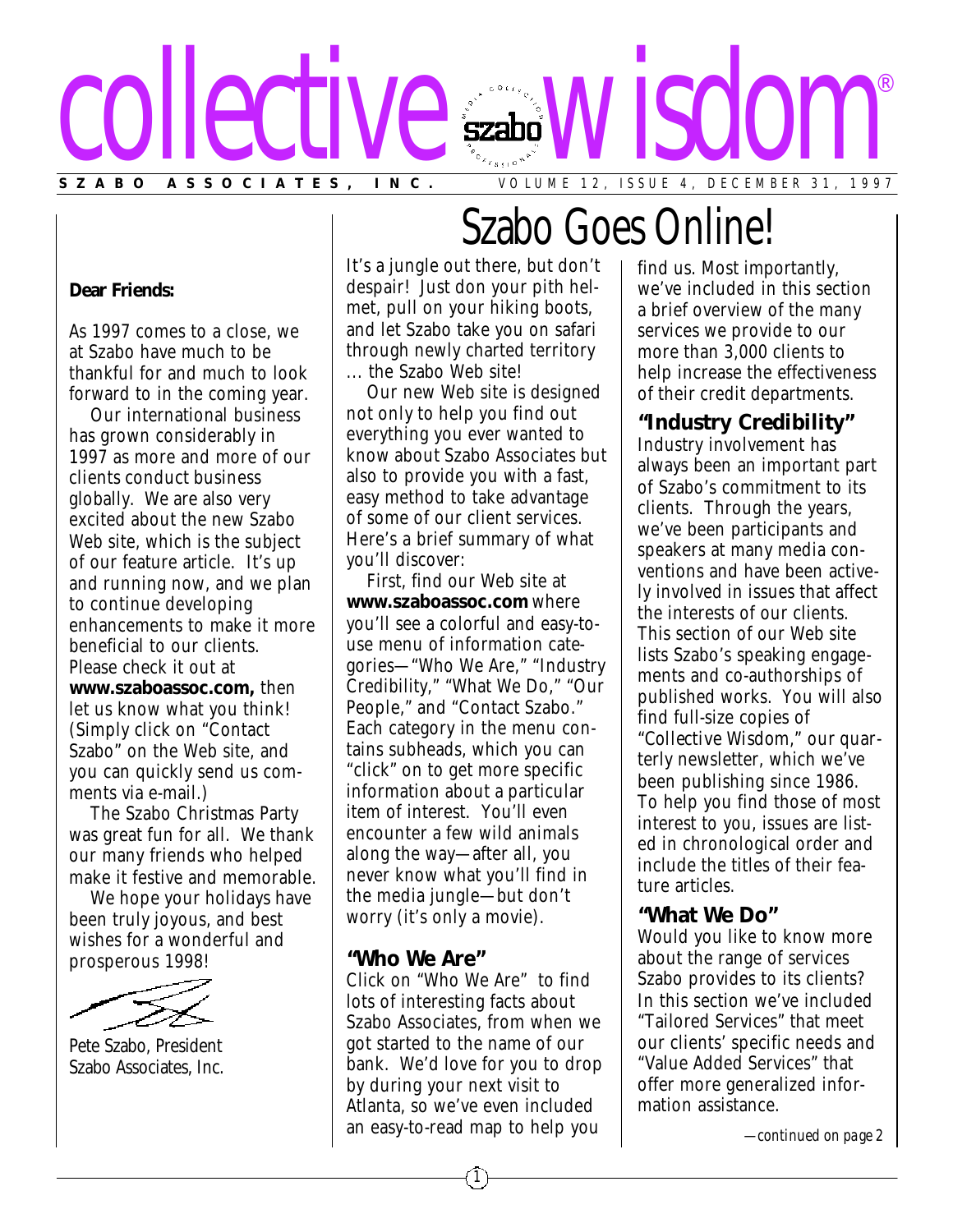# collective wisdom®

**SZABO ASSOCIATES, INC.** VOLUME 12, ISSUE 4, DECEMBER 31, 1997

**Dear Friends:**

As 1997 comes to a close, we at Szabo have much to be thankful for and much to look forward to in the coming year.

Our international business has grown considerably in 1997 as more and more of our clients conduct business globally. We are also very excited about the new Szabo Web site, which is the subject of our feature article. It's up and running now, and we plan to continue developing enhancements to make it more beneficial to our clients. Please check it out at **www.szaboassoc.com,** then let us know what you think! (Simply click on "Contact Szabo" on the Web site, and you can quickly send us comments via e-mail.)

The Szabo Christmas Party was great fun for all. We thank our many friends who helped make it festive and memorable.

We hope your holidays have been truly joyous, and best wishes for a wonderful and prosperous 1998!

Pete Szabo, President
Szabo Associates, Inc.

# Szabo Goes Online!

It's a jungle out there, but don't despair! Just don your pith helmet, pull on your hiking boots, and let Szabo take you on safari through newly charted territory ... the Szabo Web site!

Our new Web site is designed not only to help you find out everything you ever wanted to know about Szabo Associates but also to provide you with a fast, easy method to take advantage of some of our client services. Here's a brief summary of what you'll discover:

First, find our Web site at **www.szaboassoc.com** where you'll see a colorful and easy-to-use menu of information categories—"Who We Are," "Industry Credibility," "What We Do," "Our People," and "Contact Szabo." Each category in the menu contains subheads, which you can "click" on to get more specific information about a particular item of interest. You'll even encounter a few wild animals along the way—after all, you never know what you'll find in the media jungle—but don't worry (it's only a movie).

## "Who We Are"

Click on "Who We Are" to find lots of interesting facts about Szabo Associates, from when we got started to the name of our bank. We'd love for you to drop by during your next visit to Atlanta, so we've even included an easy-to-read map to help you find us. Most importantly, we've included in this section a brief overview of the many services we provide to our more than 3,000 clients to help increase the effectiveness of their credit departments.

## "Industry Credibility"

Industry involvement has always been an important part of Szabo's commitment to its clients. Through the years, we've been participants and speakers at many media conventions and have been actively involved in issues that affect the interests of our clients. This section of our Web site lists Szabo's speaking engagements and co-authorships of published works. You will also find full-size copies of "Collective Wisdom," our quarterly newsletter, which we've been publishing since 1986. To help you find those of most interest to you, issues are listed in chronological order and include the titles of their feature articles.

## "What We Do"

Would you like to know more about the range of services Szabo provides to its clients? In this section we've included "Tailored Services" that meet our clients' specific needs and "Value Added Services" that offer more generalized information assistance.

*—continued on page 2*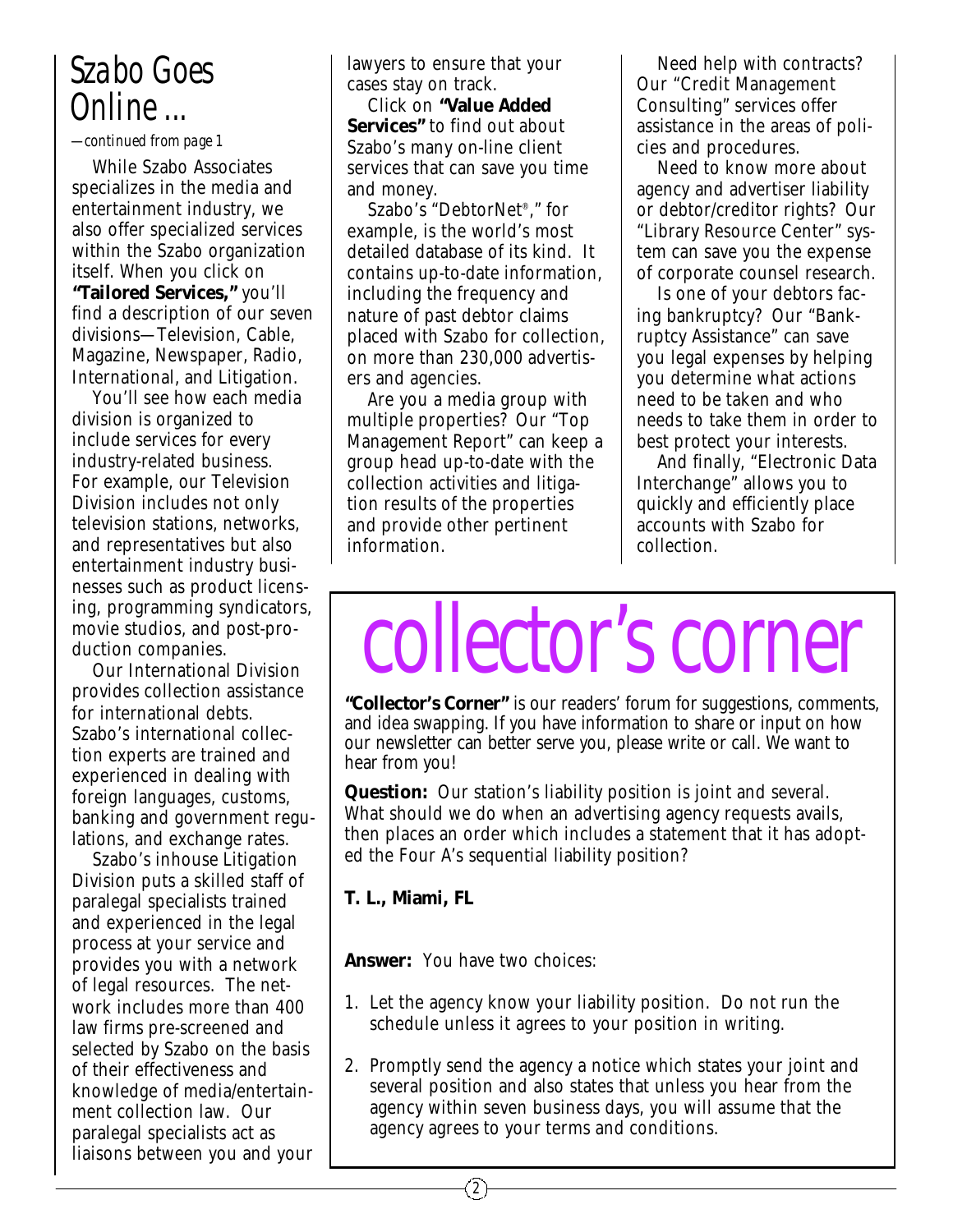# Szabo Goes Online ...

*—continued from page 1*

While Szabo Associates specializes in the media and entertainment industry, we also offer specialized services within the Szabo organization itself. When you click on **"Tailored Services,"** you'll find a description of our seven divisions—Television, Cable, Magazine, Newspaper, Radio, International, and Litigation.

You'll see how each media division is organized to include services for every industry-related business. For example, our Television Division includes not only television stations, networks, and representatives but also entertainment industry businesses such as product licensing, programming syndicators, movie studios, and post-production companies.

Our International Division provides collection assistance for international debts. Szabo's international collection experts are trained and experienced in dealing with foreign languages, customs, banking and government regulations, and exchange rates.

Szabo's inhouse Litigation Division puts a skilled staff of paralegal specialists trained and experienced in the legal process at your service and provides you with a network of legal resources. The network includes more than 400 law firms pre-screened and selected by Szabo on the basis of their effectiveness and knowledge of media/entertainment collection law. Our paralegal specialists act as liaisons between you and your lawyers to ensure that your cases stay on track.

Click on **"Value Added Services"** to find out about Szabo's many on-line client services that can save you time and money.

Szabo's "DebtorNet®," for example, is the world's most detailed database of its kind. It contains up-to-date information, including the frequency and nature of past debtor claims placed with Szabo for collection, on more than 230,000 advertisers and agencies.

Are you a media group with multiple properties? Our "Top Management Report" can keep a group head up-to-date with the collection activities and litigation results of the properties and provide other pertinent information.

Need help with contracts? Our "Credit Management Consulting" services offer assistance in the areas of policies and procedures.

Need to know more about agency and advertiser liability or debtor/creditor rights? Our "Library Resource Center" system can save you the expense of corporate counsel research.

Is one of your debtors facing bankruptcy? Our "Bankruptcy Assistance" can save you legal expenses by helping you determine what actions need to be taken and who needs to take them in order to best protect your interests.

And finally, "Electronic Data Interchange" allows you to quickly and efficiently place accounts with Szabo for collection.

# collector's corner

**"Collector's Corner"** is our readers' forum for suggestions, comments, and idea swapping. If you have information to share or input on how our newsletter can better serve you, please write or call. We want to hear from you!

**Question:** Our station's liability position is joint and several. What should we do when an advertising agency requests avails, then places an order which includes a statement that it has adopted the Four A's sequential liability position?

**T. L., Miami, FL**

**Answer:** You have two choices:

1. Let the agency know your liability position. Do not run the schedule unless it agrees to your position in writing.
2. Promptly send the agency a notice which states your joint and several position and also states that unless you hear from the agency within seven business days, you will assume that the agency agrees to your terms and conditions.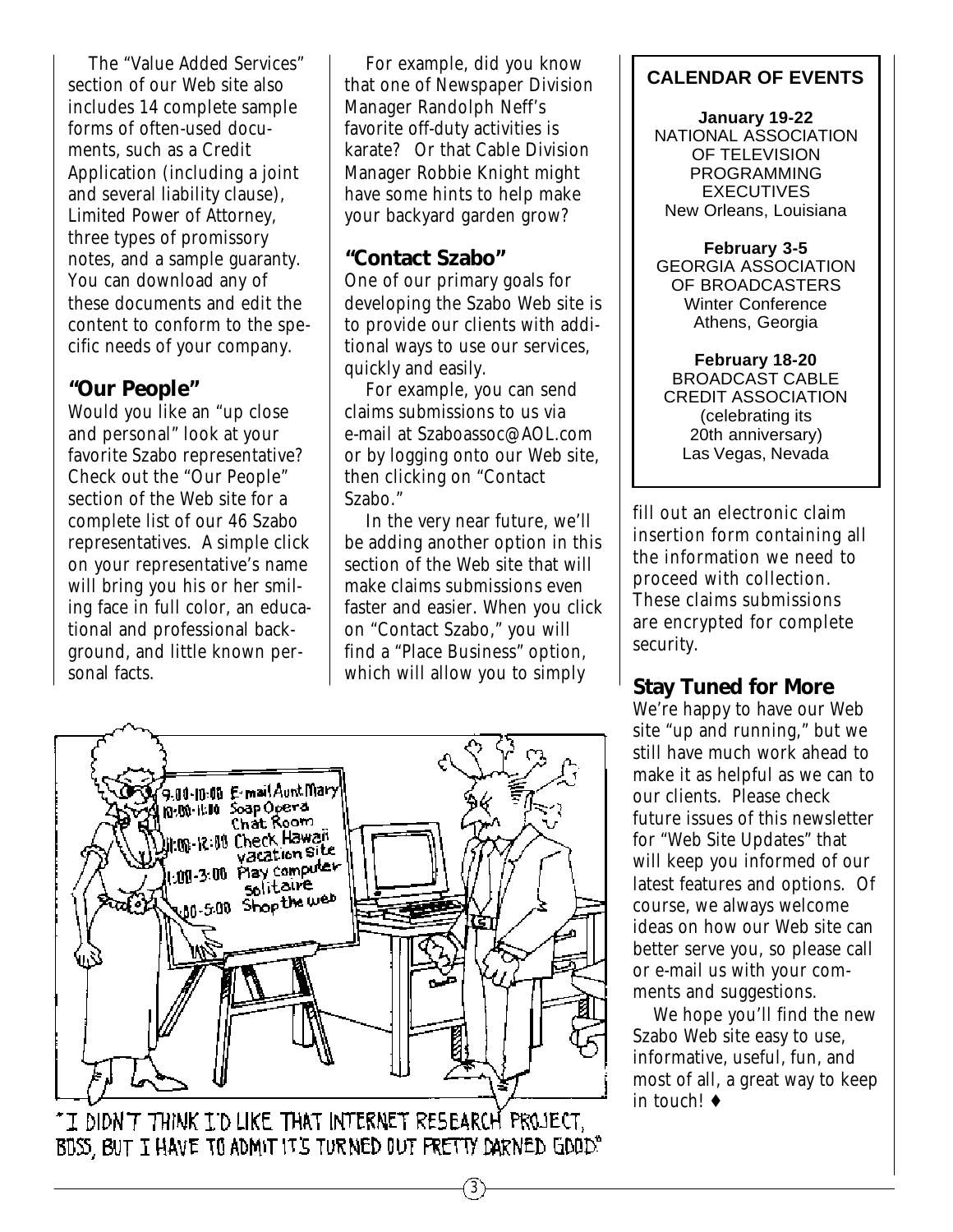The "Value Added Services" section of our Web site also includes 14 complete sample forms of often-used documents, such as a Credit Application (including a joint and several liability clause), Limited Power of Attorney, three types of promissory notes, and a sample guaranty. You can download any of these documents and edit the content to conform to the specific needs of your company.

## "Our People"

Would you like an "up close and personal" look at your favorite Szabo representative? Check out the "Our People" section of the Web site for a complete list of our 46 Szabo representatives. A simple click on your representative's name will bring you his or her smiling face in full color, an educational and professional background, and little known personal facts.

For example, did you know that one of Newspaper Division Manager Randolph Neff's favorite off-duty activities is karate? Or that Cable Division Manager Robbie Knight might have some hints to help make your backyard garden grow?

## "Contact Szabo"

One of our primary goals for developing the Szabo Web site is to provide our clients with additional ways to use our services, quickly and easily.

For example, you can send claims submissions to us via e-mail at Szaboassoc@AOL.com or by logging onto our Web site, then clicking on "Contact Szabo."

In the very near future, we'll be adding another option in this section of the Web site that will make claims submissions even faster and easier. When you click on "Contact Szabo," you will find a "Place Business" option, which will allow you to simply fill out an electronic claim insertion form containing all the information we need to proceed with collection. These claims submissions are encrypted for complete security.

"I DIDN'T THINK I'D LIKE THAT INTERNET RESEARCH PROJECT, BOSS, BUT I HAVE TO ADMIT IT'S TURNED OUT PRETTY DARNED GOOD."

## Stay Tuned for More

We're happy to have our Web site "up and running," but we still have much work ahead to make it as helpful as we can to our clients. Please check future issues of this newsletter for "Web Site Updates" that will keep you informed of our latest features and options. Of course, we always welcome ideas on how our Web site can better serve you, so please call or e-mail us with your comments and suggestions.

We hope you'll find the new Szabo Web site easy to use, informative, useful, fun, and most of all, a great way to keep in touch! ♦

### CALENDAR OF EVENTS

**January 19-22**
NATIONAL ASSOCIATION OF TELEVISION PROGRAMMING EXECUTIVES
New Orleans, Louisiana

**February 3-5**
GEORGIA ASSOCIATION OF BROADCASTERS
Winter Conference
Athens, Georgia

**February 18-20**
BROADCAST CABLE CREDIT ASSOCIATION
(celebrating its 20th anniversary)
Las Vegas, Nevada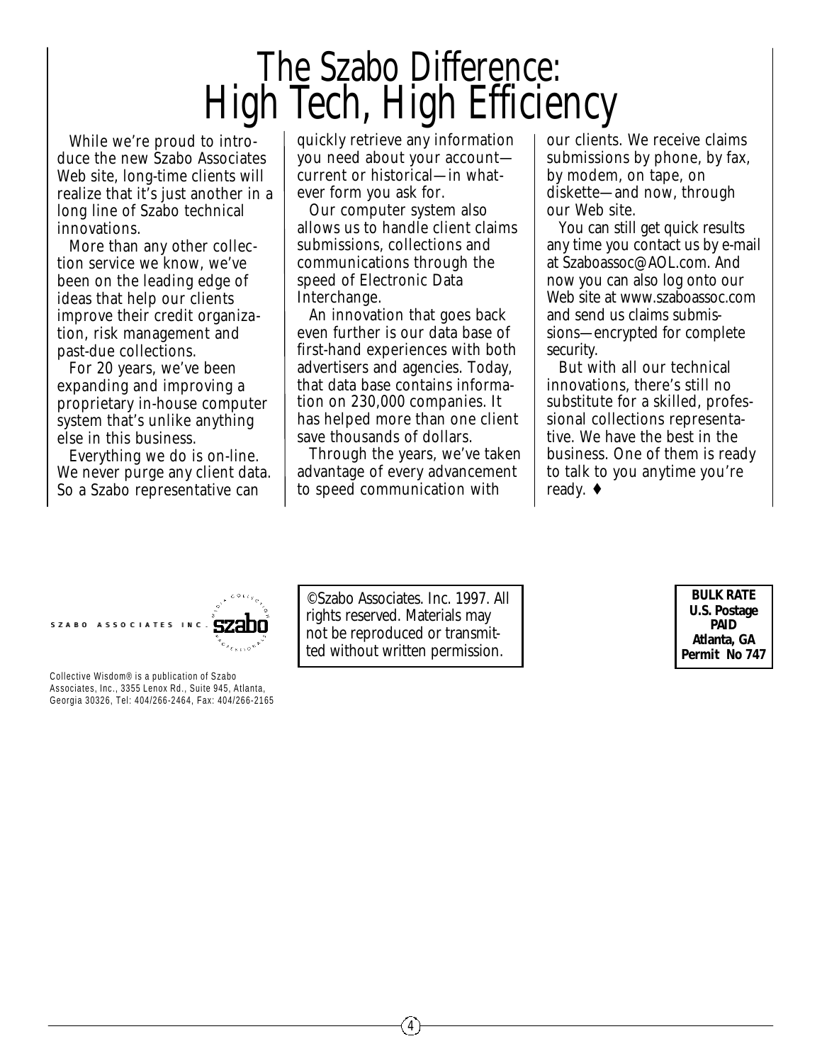# The Szabo Difference: High Tech, High Efficiency

While we're proud to introduce the new Szabo Associates Web site, long-time clients will realize that it's just another in a long line of Szabo technical innovations.

More than any other collection service we know, we've been on the leading edge of ideas that help our clients improve their credit organization, risk management and past-due collections.

For 20 years, we've been expanding and improving a proprietary in-house computer system that's unlike anything else in this business.

Everything we do is on-line. We never purge any client data. So a Szabo representative can quickly retrieve any information you need about your account—current or historical—in whatever form you ask for.

Our computer system also allows us to handle client claims submissions, collections and communications through the speed of Electronic Data Interchange.

An innovation that goes back even further is our data base of first-hand experiences with both advertisers and agencies. Today, that data base contains information on 230,000 companies. It has helped more than one client save thousands of dollars.

Through the years, we've taken advantage of every advancement to speed communication with our clients. We receive claims submissions by phone, by fax, by modem, on tape, on diskette—and now, through our Web site.

You can still get quick results any time you contact us by e-mail at Szaboassoc@AOL.com. And now you can also log onto our Web site at www.szaboassoc.com and send us claims submissions—encrypted for complete security.

But with all our technical innovations, there's still no substitute for a skilled, professional collections representative. We have the best in the business. One of them is ready to talk to you anytime you're ready. ♦

SZABO ASSOCIATES INC. szabo MEDIA COLLECTION PROFESSIONALS

Collective Wisdom® is a publication of Szabo Associates, Inc., 3355 Lenox Rd., Suite 945, Atlanta, Georgia 30326, Tel: 404/266-2464, Fax: 404/266-2165

©Szabo Associates. Inc. 1997. All rights reserved. Materials may not be reproduced or transmitted without written permission.

**BULK RATE**
**U.S. Postage**
**PAID**
**Atlanta, GA**
**Permit No 747**